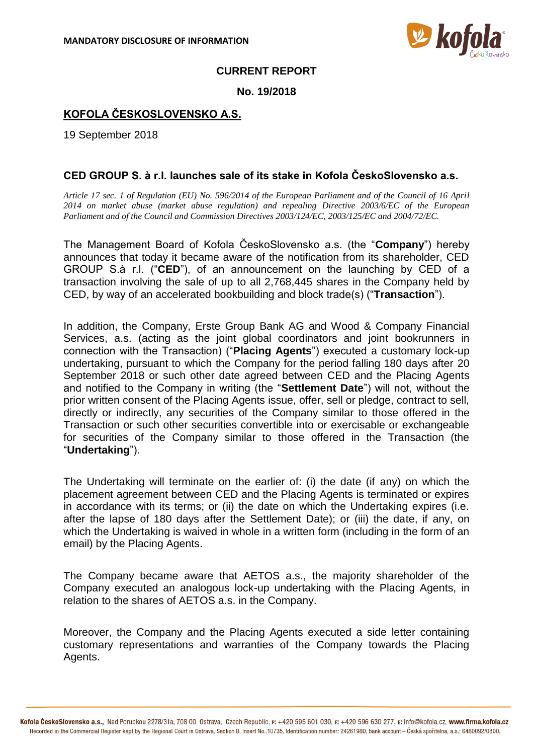**MANDATORY DISCLOSURE OF INFORMATION**

**CURRENT REPORT**

**No. 19/2018**

**KOFOLA ČESKOSLOVENSKO A.S.**

19 September 2018

## CED GROUP S. à r.l. launches sale of its stake in Kofola ČeskoSlovensko a.s.

*Article 17 sec. 1 of Regulation (EU) No. 596/2014 of the European Parliament and of the Council of 16 April 2014 on market abuse (market abuse regulation) and repealing Directive 2003/6/EC of the European Parliament and of the Council and Commission Directives 2003/124/EC, 2003/125/EC and 2004/72/EC.*

The Management Board of Kofola ČeskoSlovensko a.s. (the "**Company**") hereby announces that today it became aware of the notification from its shareholder, CED GROUP S.à r.l. ("**CED**"), of an announcement on the launching by CED of a transaction involving the sale of up to all 2,768,445 shares in the Company held by CED, by way of an accelerated bookbuilding and block trade(s) ("**Transaction**").

In addition, the Company, Erste Group Bank AG and Wood & Company Financial Services, a.s. (acting as the joint global coordinators and joint bookrunners in connection with the Transaction) ("**Placing Agents**") executed a customary lock-up undertaking, pursuant to which the Company for the period falling 180 days after 20 September 2018 or such other date agreed between CED and the Placing Agents and notified to the Company in writing (the "**Settlement Date**") will not, without the prior written consent of the Placing Agents issue, offer, sell or pledge, contract to sell, directly or indirectly, any securities of the Company similar to those offered in the Transaction or such other securities convertible into or exercisable or exchangeable for securities of the Company similar to those offered in the Transaction (the "**Undertaking**").

The Undertaking will terminate on the earlier of: (i) the date (if any) on which the placement agreement between CED and the Placing Agents is terminated or expires in accordance with its terms; or (ii) the date on which the Undertaking expires (i.e. after the lapse of 180 days after the Settlement Date); or (iii) the date, if any, on which the Undertaking is waived in whole in a written form (including in the form of an email) by the Placing Agents.

The Company became aware that AETOS a.s., the majority shareholder of the Company executed an analogous lock-up undertaking with the Placing Agents, in relation to the shares of AETOS a.s. in the Company.

Moreover, the Company and the Placing Agents executed a side letter containing customary representations and warranties of the Company towards the Placing Agents.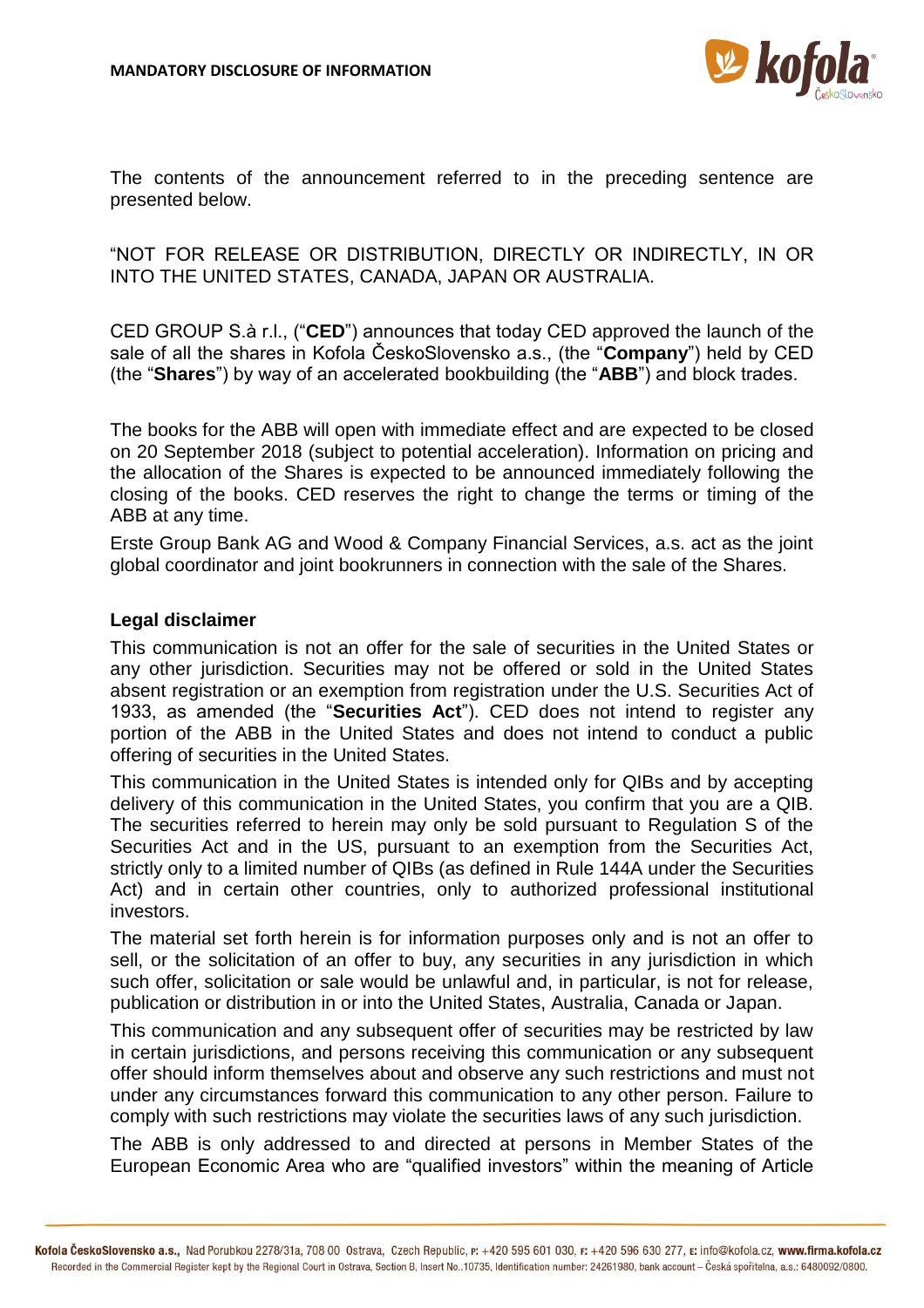The contents of the announcement referred to in the preceding sentence are presented below.

"NOT FOR RELEASE OR DISTRIBUTION, DIRECTLY OR INDIRECTLY, IN OR INTO THE UNITED STATES, CANADA, JAPAN OR AUSTRALIA.

CED GROUP S.à r.l., ("**CED**") announces that today CED approved the launch of the sale of all the shares in Kofola ČeskoSlovensko a.s., (the "**Company**") held by CED (the "**Shares**") by way of an accelerated bookbuilding (the "**ABB**") and block trades.

The books for the ABB will open with immediate effect and are expected to be closed on 20 September 2018 (subject to potential acceleration). Information on pricing and the allocation of the Shares is expected to be announced immediately following the closing of the books. CED reserves the right to change the terms or timing of the ABB at any time.

Erste Group Bank AG and Wood & Company Financial Services, a.s. act as the joint global coordinator and joint bookrunners in connection with the sale of the Shares.

**Legal disclaimer**

This communication is not an offer for the sale of securities in the United States or any other jurisdiction. Securities may not be offered or sold in the United States absent registration or an exemption from registration under the U.S. Securities Act of 1933, as amended (the "**Securities Act**"). CED does not intend to register any portion of the ABB in the United States and does not intend to conduct a public offering of securities in the United States.

This communication in the United States is intended only for QIBs and by accepting delivery of this communication in the United States, you confirm that you are a QIB. The securities referred to herein may only be sold pursuant to Regulation S of the Securities Act and in the US, pursuant to an exemption from the Securities Act, strictly only to a limited number of QIBs (as defined in Rule 144A under the Securities Act) and in certain other countries, only to authorized professional institutional investors.

The material set forth herein is for information purposes only and is not an offer to sell, or the solicitation of an offer to buy, any securities in any jurisdiction in which such offer, solicitation or sale would be unlawful and, in particular, is not for release, publication or distribution in or into the United States, Australia, Canada or Japan.

This communication and any subsequent offer of securities may be restricted by law in certain jurisdictions, and persons receiving this communication or any subsequent offer should inform themselves about and observe any such restrictions and must not under any circumstances forward this communication to any other person. Failure to comply with such restrictions may violate the securities laws of any such jurisdiction.

The ABB is only addressed to and directed at persons in Member States of the European Economic Area who are "qualified investors" within the meaning of Article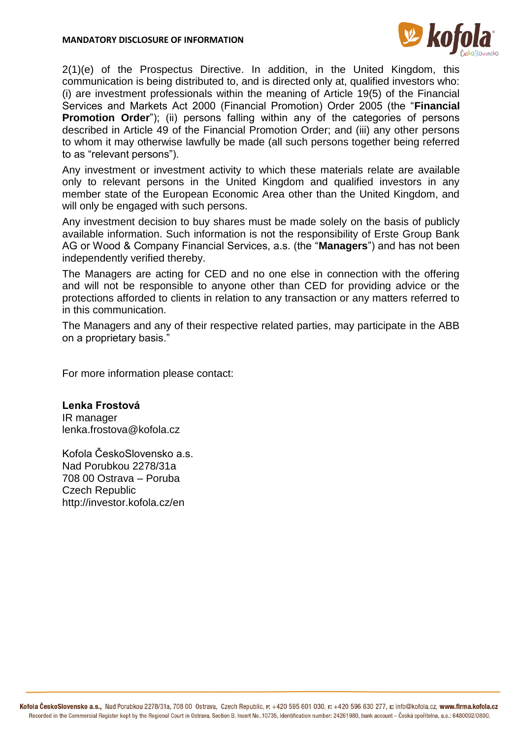2(1)(e) of the Prospectus Directive. In addition, in the United Kingdom, this communication is being distributed to, and is directed only at, qualified investors who: (i) are investment professionals within the meaning of Article 19(5) of the Financial Services and Markets Act 2000 (Financial Promotion) Order 2005 (the "**Financial Promotion Order**"); (ii) persons falling within any of the categories of persons described in Article 49 of the Financial Promotion Order; and (iii) any other persons to whom it may otherwise lawfully be made (all such persons together being referred to as "relevant persons").

Any investment or investment activity to which these materials relate are available only to relevant persons in the United Kingdom and qualified investors in any member state of the European Economic Area other than the United Kingdom, and will only be engaged with such persons.

Any investment decision to buy shares must be made solely on the basis of publicly available information. Such information is not the responsibility of Erste Group Bank AG or Wood & Company Financial Services, a.s. (the "**Managers**") and has not been independently verified thereby.

The Managers are acting for CED and no one else in connection with the offering and will not be responsible to anyone other than CED for providing advice or the protections afforded to clients in relation to any transaction or any matters referred to in this communication.

The Managers and any of their respective related parties, may participate in the ABB on a proprietary basis."

For more information please contact:

**Lenka Frostová**
IR manager
lenka.frostova@kofola.cz

Kofola ČeskoSlovensko a.s.
Nad Porubkou 2278/31a
708 00 Ostrava – Poruba
Czech Republic
http://investor.kofola.cz/en